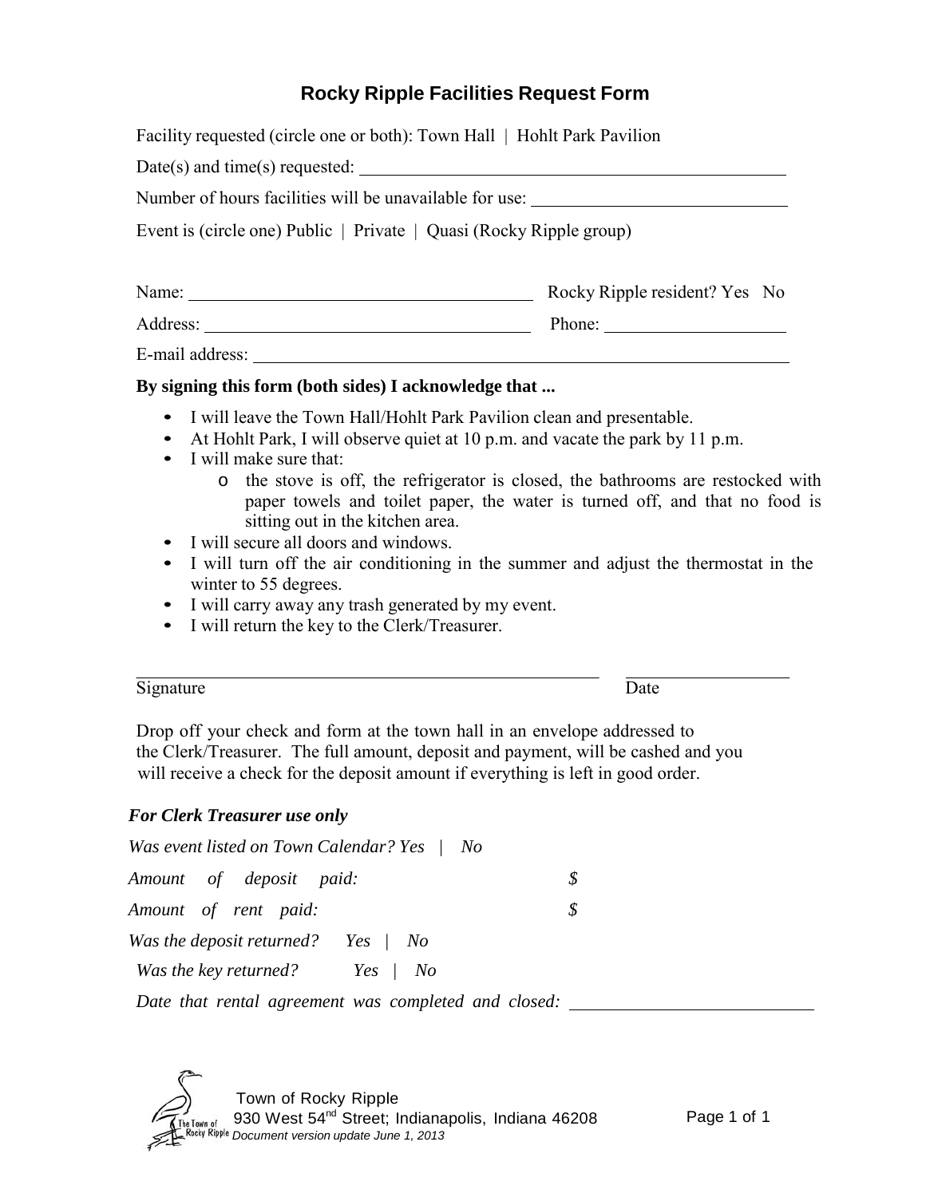# Rocky Ripple Facilities Request Form

Facility requested (circle one or both): Town Hall | Hohlt Park Pavilion

Date(s) and time(s) requested: ______________________________

Number of hours facilities will be unavailable for use: ______________________

Event is (circle one) Public | Private | Quasi (Rocky Ripple group)

Name: ______________________________ Rocky Ripple resident? Yes No

Address: ____________________________ Phone: _______________

E-mail address: ______________________________________________

**By signing this form (both sides) I acknowledge that ...**

- I will leave the Town Hall/Hohlt Park Pavilion clean and presentable.
- At Hohlt Park, I will observe quiet at 10 p.m. and vacate the park by 11 p.m.
- I will make sure that:
  - the stove is off, the refrigerator is closed, the bathrooms are restocked with paper towels and toilet paper, the water is turned off, and that no food is sitting out in the kitchen area.
- I will secure all doors and windows.
- I will turn off the air conditioning in the summer and adjust the thermostat in the winter to 55 degrees.
- I will carry away any trash generated by my event.
- I will return the key to the Clerk/Treasurer.

______________________________________ _______________

Signature Date

Drop off your check and form at the town hall in an envelope addressed to the Clerk/Treasurer. The full amount, deposit and payment, will be cashed and you will receive a check for the deposit amount if everything is left in good order.

***For Clerk Treasurer use only***

*Was event listed on Town Calendar? Yes | No*

*Amount of deposit paid:* *$*

*Amount of rent paid:* *$*

*Was the deposit returned? Yes | No*

*Was the key returned? Yes | No*

*Date that rental agreement was completed and closed:* ____________________

Town of Rocky Ripple
930 West 54th Street; Indianapolis, Indiana 46208
*Document version update June 1, 2013*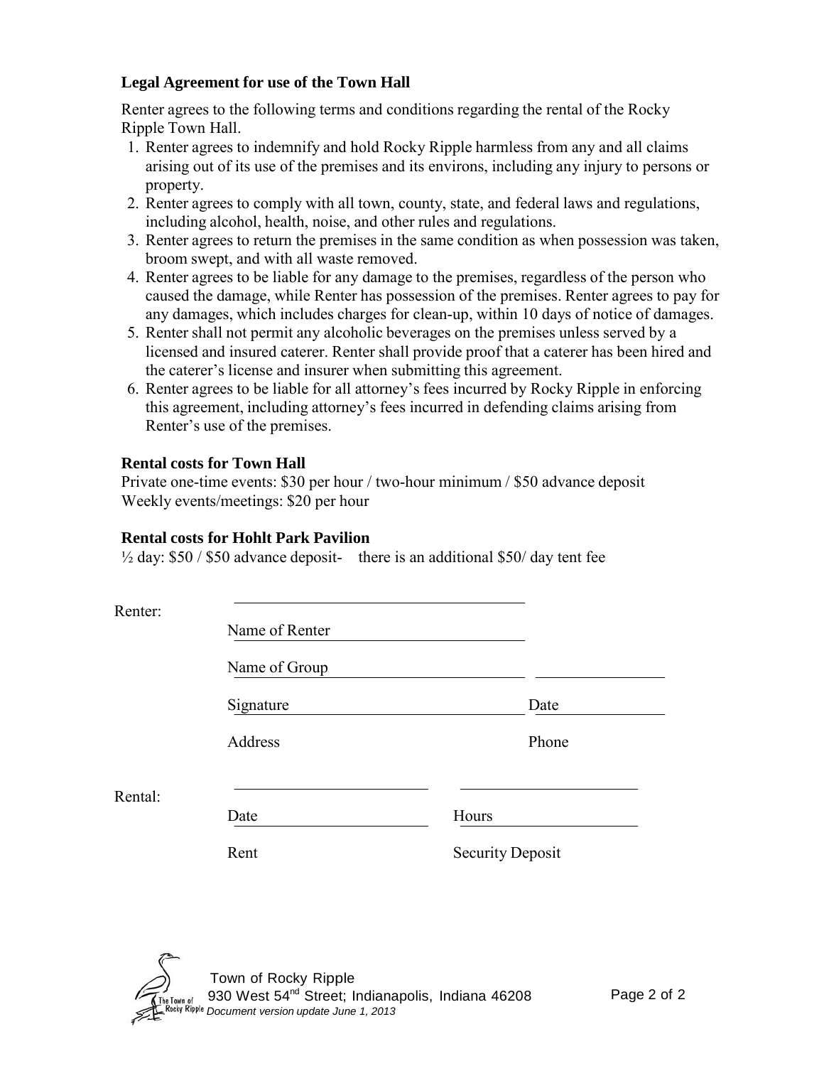**Legal Agreement for use of the Town Hall**

Renter agrees to the following terms and conditions regarding the rental of the Rocky Ripple Town Hall.

1. Renter agrees to indemnify and hold Rocky Ripple harmless from any and all claims arising out of its use of the premises and its environs, including any injury to persons or property.
2. Renter agrees to comply with all town, county, state, and federal laws and regulations, including alcohol, health, noise, and other rules and regulations.
3. Renter agrees to return the premises in the same condition as when possession was taken, broom swept, and with all waste removed.
4. Renter agrees to be liable for any damage to the premises, regardless of the person who caused the damage, while Renter has possession of the premises. Renter agrees to pay for any damages, which includes charges for clean-up, within 10 days of notice of damages.
5. Renter shall not permit any alcoholic beverages on the premises unless served by a licensed and insured caterer. Renter shall provide proof that a caterer has been hired and the caterer's license and insurer when submitting this agreement.
6. Renter agrees to be liable for all attorney's fees incurred by Rocky Ripple in enforcing this agreement, including attorney's fees incurred in defending claims arising from Renter's use of the premises.

**Rental costs for Town Hall**

Private one-time events: $30 per hour / two-hour minimum / $50 advance deposit
Weekly events/meetings: $20 per hour

**Rental costs for Hohlt Park Pavilion**

½ day: $50 / $50 advance deposit- there is an additional $50/ day tent fee

Renter:

______________________________
Name of Renter

______________________________
Name of Group

______________________________ ______________
Signature Date

______________________________ ______________
Address Phone

Rental:

____________________ ____________________
Date Hours

____________________ ____________________
Rent Security Deposit

Town of Rocky Ripple
930 West 54th Street; Indianapolis, Indiana 46208
*Document version update June 1, 2013*